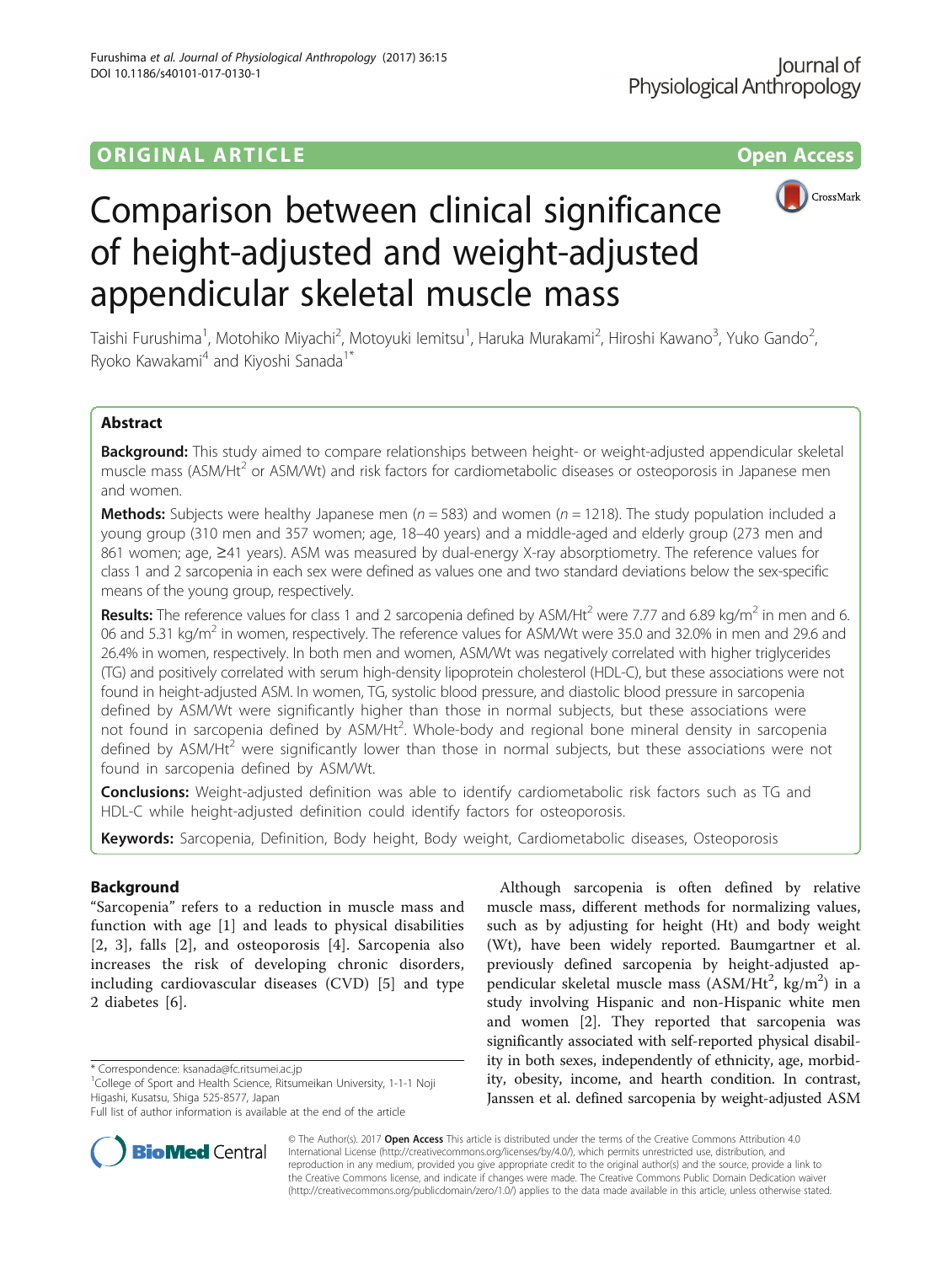ORIGINAL ARTICLE

Open Access

# Comparison between clinical significance of height-adjusted and weight-adjusted appendicular skeletal muscle mass

Taishi Furushima[1], Motohiko Miyachi[2], Motoyuki Iemitsu[1], Haruka Murakami[2], Hiroshi Kawano[3], Yuko Gando[2], Ryoko Kawakami[4] and Kiyoshi Sanada[1*]

## Abstract

**Background:** This study aimed to compare relationships between height- or weight-adjusted appendicular skeletal muscle mass (ASM/Ht$^2$ or ASM/Wt) and risk factors for cardiometabolic diseases or osteoporosis in Japanese men and women.

**Methods:** Subjects were healthy Japanese men ($n = 583$) and women ($n = 1218$). The study population included a young group (310 men and 357 women; age, 18–40 years) and a middle-aged and elderly group (273 men and 861 women; age, ≥41 years). ASM was measured by dual-energy X-ray absorptiometry. The reference values for class 1 and 2 sarcopenia in each sex were defined as values one and two standard deviations below the sex-specific means of the young group, respectively.

**Results:** The reference values for class 1 and 2 sarcopenia defined by ASM/Ht$^2$ were 7.77 and 6.89 kg/m$^2$ in men and 6.06 and 5.31 kg/m$^2$ in women, respectively. The reference values for ASM/Wt were 35.0 and 32.0% in men and 29.6 and 26.4% in women, respectively. In both men and women, ASM/Wt was negatively correlated with higher triglycerides (TG) and positively correlated with serum high-density lipoprotein cholesterol (HDL-C), but these associations were not found in height-adjusted ASM. In women, TG, systolic blood pressure, and diastolic blood pressure in sarcopenia defined by ASM/Wt were significantly higher than those in normal subjects, but these associations were not found in sarcopenia defined by ASM/Ht$^2$. Whole-body and regional bone mineral density in sarcopenia defined by ASM/Ht$^2$ were significantly lower than those in normal subjects, but these associations were not found in sarcopenia defined by ASM/Wt.

**Conclusions:** Weight-adjusted definition was able to identify cardiometabolic risk factors such as TG and HDL-C while height-adjusted definition could identify factors for osteoporosis.

**Keywords:** Sarcopenia, Definition, Body height, Body weight, Cardiometabolic diseases, Osteoporosis

## Background

"Sarcopenia" refers to a reduction in muscle mass and function with age [1] and leads to physical disabilities [2, 3], falls [2], and osteoporosis [4]. Sarcopenia also increases the risk of developing chronic disorders, including cardiovascular diseases (CVD) [5] and type 2 diabetes [6].

Although sarcopenia is often defined by relative muscle mass, different methods for normalizing values, such as by adjusting for height (Ht) and body weight (Wt), have been widely reported. Baumgartner et al. previously defined sarcopenia by height-adjusted appendicular skeletal muscle mass (ASM/Ht$^2$, kg/m$^2$) in a study involving Hispanic and non-Hispanic white men and women [2]. They reported that sarcopenia was significantly associated with self-reported physical disability in both sexes, independently of ethnicity, age, morbidity, obesity, income, and hearth condition. In contrast, Janssen et al. defined sarcopenia by weight-adjusted ASM

* Correspondence: ksanada@fc.ritsumei.ac.jp
[1]College of Sport and Health Science, Ritsumeikan University, 1-1-1 Noji Higashi, Kusatsu, Shiga 525-8577, Japan
Full list of author information is available at the end of the article

© The Author(s). 2017 **Open Access** This article is distributed under the terms of the Creative Commons Attribution 4.0 International License (http://creativecommons.org/licenses/by/4.0/), which permits unrestricted use, distribution, and reproduction in any medium, provided you give appropriate credit to the original author(s) and the source, provide a link to the Creative Commons license, and indicate if changes were made. The Creative Commons Public Domain Dedication waiver (http://creativecommons.org/publicdomain/zero/1.0/) applies to the data made available in this article, unless otherwise stated.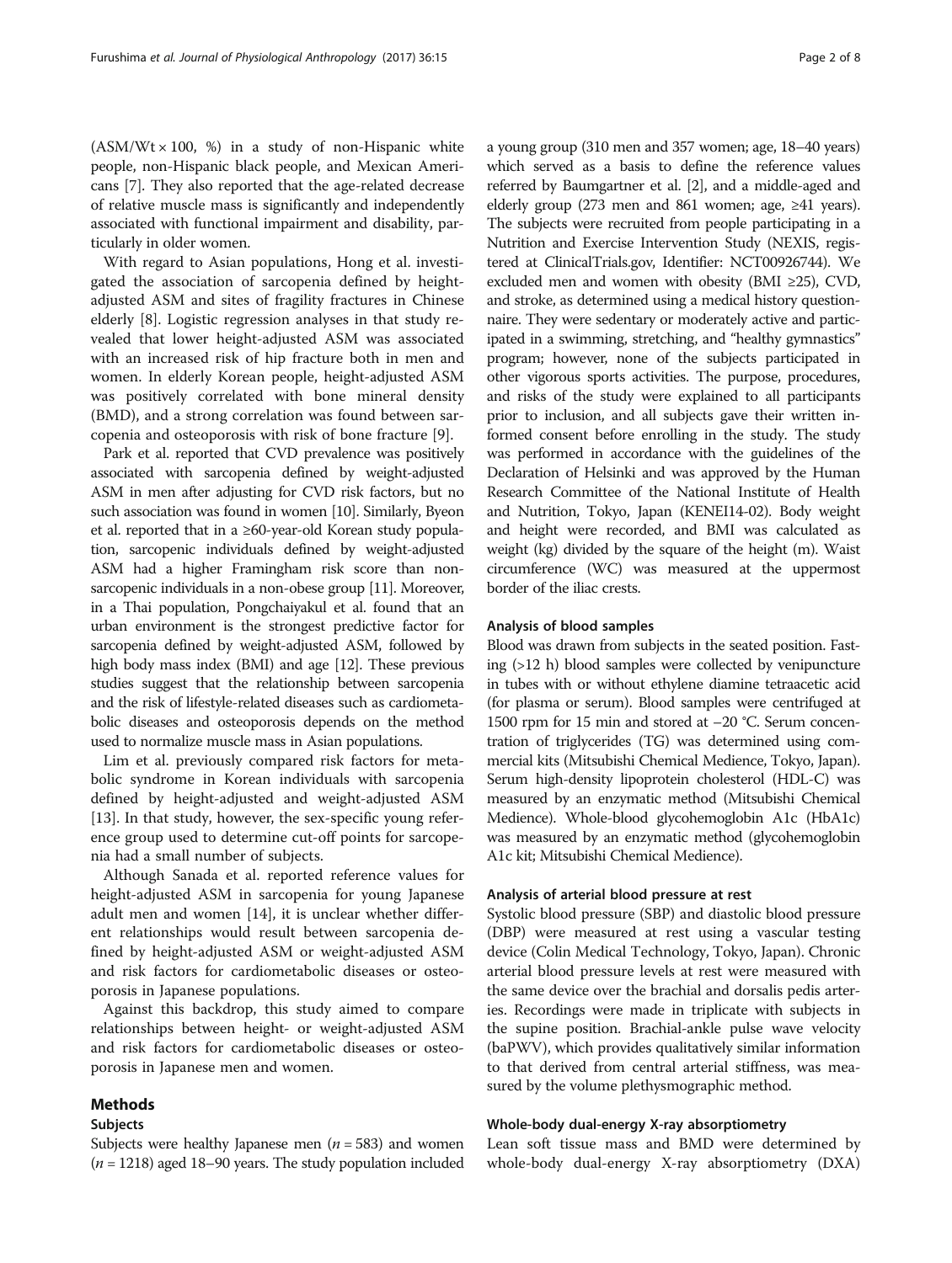($ASM/Wt \times 100$, %) in a study of non-Hispanic white people, non-Hispanic black people, and Mexican Americans [7]. They also reported that the age-related decrease of relative muscle mass is significantly and independently associated with functional impairment and disability, particularly in older women.

With regard to Asian populations, Hong et al. investigated the association of sarcopenia defined by height-adjusted ASM and sites of fragility fractures in Chinese elderly [8]. Logistic regression analyses in that study revealed that lower height-adjusted ASM was associated with an increased risk of hip fracture both in men and women. In elderly Korean people, height-adjusted ASM was positively correlated with bone mineral density (BMD), and a strong correlation was found between sarcopenia and osteoporosis with risk of bone fracture [9].

Park et al. reported that CVD prevalence was positively associated with sarcopenia defined by weight-adjusted ASM in men after adjusting for CVD risk factors, but no such association was found in women [10]. Similarly, Byeon et al. reported that in a ≥60-year-old Korean study population, sarcopenic individuals defined by weight-adjusted ASM had a higher Framingham risk score than non-sarcopenic individuals in a non-obese group [11]. Moreover, in a Thai population, Pongchaiyakul et al. found that an urban environment is the strongest predictive factor for sarcopenia defined by weight-adjusted ASM, followed by high body mass index (BMI) and age [12]. These previous studies suggest that the relationship between sarcopenia and the risk of lifestyle-related diseases such as cardiometabolic diseases and osteoporosis depends on the method used to normalize muscle mass in Asian populations.

Lim et al. previously compared risk factors for metabolic syndrome in Korean individuals with sarcopenia defined by height-adjusted and weight-adjusted ASM [13]. In that study, however, the sex-specific young reference group used to determine cut-off points for sarcopenia had a small number of subjects.

Although Sanada et al. reported reference values for height-adjusted ASM in sarcopenia for young Japanese adult men and women [14], it is unclear whether different relationships would result between sarcopenia defined by height-adjusted ASM or weight-adjusted ASM and risk factors for cardiometabolic diseases or osteoporosis in Japanese populations.

Against this backdrop, this study aimed to compare relationships between height- or weight-adjusted ASM and risk factors for cardiometabolic diseases or osteoporosis in Japanese men and women.

## Methods

### Subjects

Subjects were healthy Japanese men ($n = 583$) and women ($n = 1218$) aged 18–90 years. The study population included a young group (310 men and 357 women; age, 18–40 years) which served as a basis to define the reference values referred by Baumgartner et al. [2], and a middle-aged and elderly group (273 men and 861 women; age, ≥41 years). The subjects were recruited from people participating in a Nutrition and Exercise Intervention Study (NEXIS, registered at ClinicalTrials.gov, Identifier: NCT00926744). We excluded men and women with obesity (BMI ≥25), CVD, and stroke, as determined using a medical history questionnaire. They were sedentary or moderately active and participated in a swimming, stretching, and "healthy gymnastics" program; however, none of the subjects participated in other vigorous sports activities. The purpose, procedures, and risks of the study were explained to all participants prior to inclusion, and all subjects gave their written informed consent before enrolling in the study. The study was performed in accordance with the guidelines of the Declaration of Helsinki and was approved by the Human Research Committee of the National Institute of Health and Nutrition, Tokyo, Japan (KENEI14-02). Body weight and height were recorded, and BMI was calculated as weight (kg) divided by the square of the height (m). Waist circumference (WC) was measured at the uppermost border of the iliac crests.

### Analysis of blood samples

Blood was drawn from subjects in the seated position. Fasting (>12 h) blood samples were collected by venipuncture in tubes with or without ethylene diamine tetraacetic acid (for plasma or serum). Blood samples were centrifuged at 1500 rpm for 15 min and stored at −20 °C. Serum concentration of triglycerides (TG) was determined using commercial kits (Mitsubishi Chemical Medience, Tokyo, Japan). Serum high-density lipoprotein cholesterol (HDL-C) was measured by an enzymatic method (Mitsubishi Chemical Medience). Whole-blood glycohemoglobin A1c (HbA1c) was measured by an enzymatic method (glycohemoglobin A1c kit; Mitsubishi Chemical Medience).

### Analysis of arterial blood pressure at rest

Systolic blood pressure (SBP) and diastolic blood pressure (DBP) were measured at rest using a vascular testing device (Colin Medical Technology, Tokyo, Japan). Chronic arterial blood pressure levels at rest were measured with the same device over the brachial and dorsalis pedis arteries. Recordings were made in triplicate with subjects in the supine position. Brachial-ankle pulse wave velocity (baPWV), which provides qualitatively similar information to that derived from central arterial stiffness, was measured by the volume plethysmographic method.

### Whole-body dual-energy X-ray absorptiometry

Lean soft tissue mass and BMD were determined by whole-body dual-energy X-ray absorptiometry (DXA)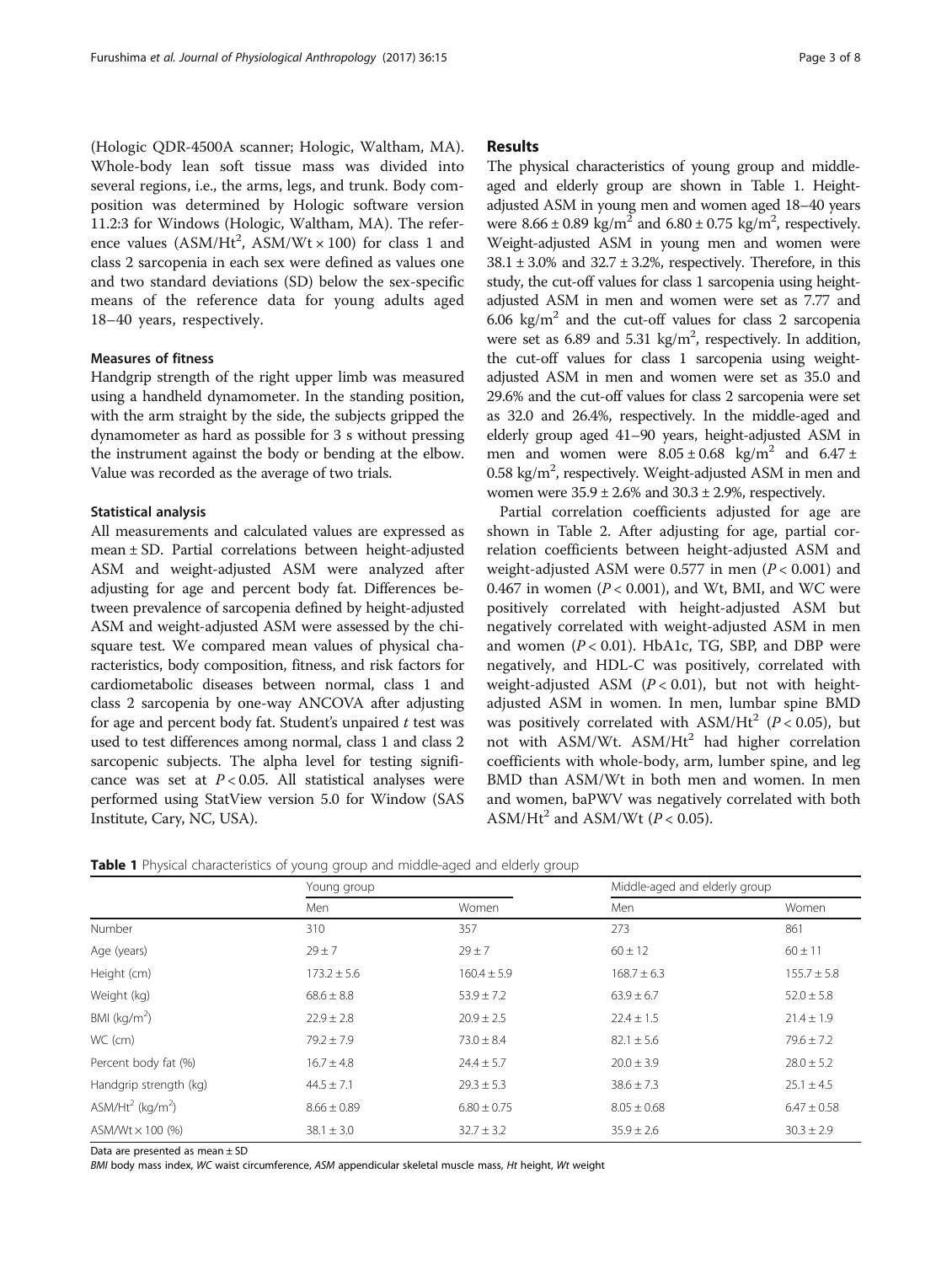(Hologic QDR-4500A scanner; Hologic, Waltham, MA). Whole-body lean soft tissue mass was divided into several regions, i.e., the arms, legs, and trunk. Body composition was determined by Hologic software version 11.2:3 for Windows (Hologic, Waltham, MA). The reference values ($ASM/Ht^2$, $ASM/Wt \times 100$) for class 1 and class 2 sarcopenia in each sex were defined as values one and two standard deviations (SD) below the sex-specific means of the reference data for young adults aged 18–40 years, respectively.

### Measures of fitness

Handgrip strength of the right upper limb was measured using a handheld dynamometer. In the standing position, with the arm straight by the side, the subjects gripped the dynamometer as hard as possible for 3 s without pressing the instrument against the body or bending at the elbow. Value was recorded as the average of two trials.

### Statistical analysis

All measurements and calculated values are expressed as mean ± SD. Partial correlations between height-adjusted ASM and weight-adjusted ASM were analyzed after adjusting for age and percent body fat. Differences between prevalence of sarcopenia defined by height-adjusted ASM and weight-adjusted ASM were assessed by the chi-square test. We compared mean values of physical characteristics, body composition, fitness, and risk factors for cardiometabolic diseases between normal, class 1 and class 2 sarcopenia by one-way ANCOVA after adjusting for age and percent body fat. Student's unpaired *t* test was used to test differences among normal, class 1 and class 2 sarcopenic subjects. The alpha level for testing significance was set at $P < 0.05$. All statistical analyses were performed using StatView version 5.0 for Window (SAS Institute, Cary, NC, USA).

## Results

The physical characteristics of young group and middle-aged and elderly group are shown in Table 1. Height-adjusted ASM in young men and women aged 18–40 years were $8.66 \pm 0.89$ kg/m$^2$ and $6.80 \pm 0.75$ kg/m$^2$, respectively. Weight-adjusted ASM in young men and women were $38.1 \pm 3.0$% and $32.7 \pm 3.2$%, respectively. Therefore, in this study, the cut-off values for class 1 sarcopenia using height-adjusted ASM in men and women were set as 7.77 and 6.06 kg/m$^2$ and the cut-off values for class 2 sarcopenia were set as 6.89 and 5.31 kg/m$^2$, respectively. In addition, the cut-off values for class 1 sarcopenia using weight-adjusted ASM in men and women were set as 35.0 and 29.6% and the cut-off values for class 2 sarcopenia were set as 32.0 and 26.4%, respectively. In the middle-aged and elderly group aged 41–90 years, height-adjusted ASM in men and women were $8.05 \pm 0.68$ kg/m$^2$ and $6.47 \pm 0.58$ kg/m$^2$, respectively. Weight-adjusted ASM in men and women were $35.9 \pm 2.6$% and $30.3 \pm 2.9$%, respectively.

Partial correlation coefficients adjusted for age are shown in Table 2. After adjusting for age, partial correlation coefficients between height-adjusted ASM and weight-adjusted ASM were 0.577 in men ($P < 0.001$) and 0.467 in women ($P < 0.001$), and Wt, BMI, and WC were positively correlated with height-adjusted ASM but negatively correlated with weight-adjusted ASM in men and women ($P < 0.01$). HbA1c, TG, SBP, and DBP were negatively, and HDL-C was positively, correlated with weight-adjusted ASM ($P < 0.01$), but not with height-adjusted ASM in women. In men, lumbar spine BMD was positively correlated with $ASM/Ht^2$ ($P < 0.05$), but not with ASM/Wt. $ASM/Ht^2$ had higher correlation coefficients with whole-body, arm, lumber spine, and leg BMD than ASM/Wt in both men and women. In men and women, baPWV was negatively correlated with both $ASM/Ht^2$ and ASM/Wt ($P < 0.05$).

**Table 1** Physical characteristics of young group and middle-aged and elderly group

| | Young group | | Middle-aged and elderly group | |
|---|---|---|---|---|
| | Men | Women | Men | Women |
| Number | 310 | 357 | 273 | 861 |
| Age (years) | 29 ± 7 | 29 ± 7 | 60 ± 12 | 60 ± 11 |
| Height (cm) | 173.2 ± 5.6 | 160.4 ± 5.9 | 168.7 ± 6.3 | 155.7 ± 5.8 |
| Weight (kg) | 68.6 ± 8.8 | 53.9 ± 7.2 | 63.9 ± 6.7 | 52.0 ± 5.8 |
| BMI (kg/m$^2$) | 22.9 ± 2.8 | 20.9 ± 2.5 | 22.4 ± 1.5 | 21.4 ± 1.9 |
| WC (cm) | 79.2 ± 7.9 | 73.0 ± 8.4 | 82.1 ± 5.6 | 79.6 ± 7.2 |
| Percent body fat (%) | 16.7 ± 4.8 | 24.4 ± 5.7 | 20.0 ± 3.9 | 28.0 ± 5.2 |
| Handgrip strength (kg) | 44.5 ± 7.1 | 29.3 ± 5.3 | 38.6 ± 7.3 | 25.1 ± 4.5 |
| $ASM/Ht^2$ (kg/m$^2$) | 8.66 ± 0.89 | 6.80 ± 0.75 | 8.05 ± 0.68 | 6.47 ± 0.58 |
| ASM/Wt × 100 (%) | 38.1 ± 3.0 | 32.7 ± 3.2 | 35.9 ± 2.6 | 30.3 ± 2.9 |

Data are presented as mean ± SD

*BMI* body mass index, *WC* waist circumference, *ASM* appendicular skeletal muscle mass, *Ht* height, *Wt* weight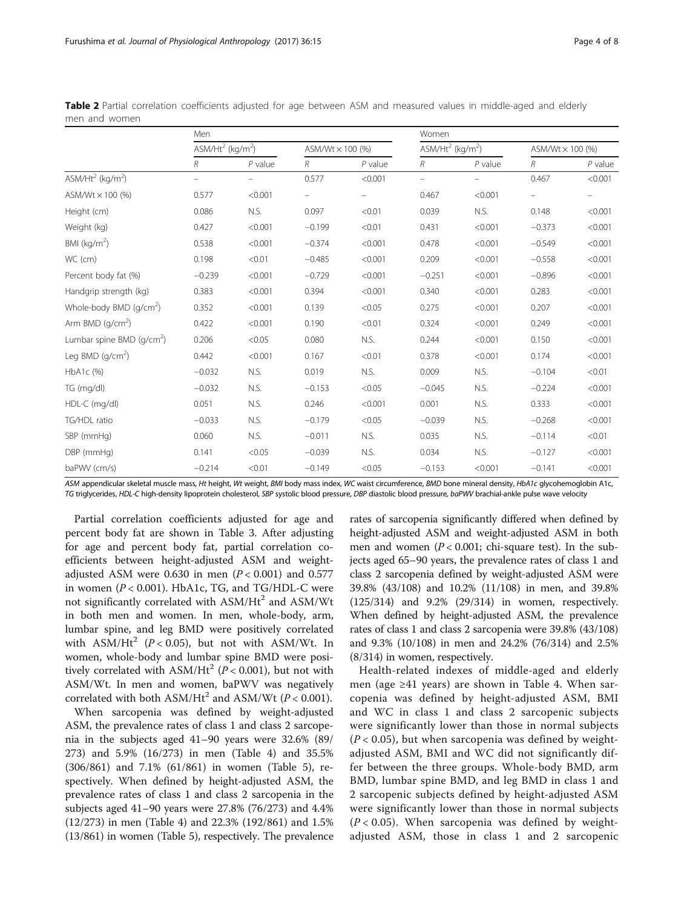**Table 2** Partial correlation coefficients adjusted for age between ASM and measured values in middle-aged and elderly men and women

| | Men | | | | Women | | | |
|---|---|---|---|---|---|---|---|---|
| | ASM/Ht$^2$ (kg/m$^2$) | | ASM/Wt × 100 (%) | | ASM/Ht$^2$ (kg/m$^2$) | | ASM/Wt × 100 (%) | |
| | *R* | *P* value | *R* | *P* value | *R* | *P* value | *R* | *P* value |
| ASM/Ht$^2$ (kg/m$^2$) | – | – | 0.577 | <0.001 | – | – | 0.467 | <0.001 |
| ASM/Wt × 100 (%) | 0.577 | <0.001 | – | – | 0.467 | <0.001 | – | – |
| Height (cm) | 0.086 | N.S. | 0.097 | <0.01 | 0.039 | N.S. | 0.148 | <0.001 |
| Weight (kg) | 0.427 | <0.001 | −0.199 | <0.01 | 0.431 | <0.001 | −0.373 | <0.001 |
| BMI (kg/m$^2$) | 0.538 | <0.001 | −0.374 | <0.001 | 0.478 | <0.001 | −0.549 | <0.001 |
| WC (cm) | 0.198 | <0.01 | −0.485 | <0.001 | 0.209 | <0.001 | −0.558 | <0.001 |
| Percent body fat (%) | −0.239 | <0.001 | −0.729 | <0.001 | −0.251 | <0.001 | −0.896 | <0.001 |
| Handgrip strength (kg) | 0.383 | <0.001 | 0.394 | <0.001 | 0.340 | <0.001 | 0.283 | <0.001 |
| Whole-body BMD (g/cm$^2$) | 0.352 | <0.001 | 0.139 | <0.05 | 0.275 | <0.001 | 0.207 | <0.001 |
| Arm BMD (g/cm$^2$) | 0.422 | <0.001 | 0.190 | <0.01 | 0.324 | <0.001 | 0.249 | <0.001 |
| Lumbar spine BMD (g/cm$^2$) | 0.206 | <0.05 | 0.080 | N.S. | 0.244 | <0.001 | 0.150 | <0.001 |
| Leg BMD (g/cm$^2$) | 0.442 | <0.001 | 0.167 | <0.01 | 0.378 | <0.001 | 0.174 | <0.001 |
| HbA1c (%) | −0.032 | N.S. | 0.019 | N.S. | 0.009 | N.S. | −0.104 | <0.01 |
| TG (mg/dl) | −0.032 | N.S. | −0.153 | <0.05 | −0.045 | N.S. | −0.224 | <0.001 |
| HDL-C (mg/dl) | 0.051 | N.S. | 0.246 | <0.001 | 0.001 | N.S. | 0.333 | <0.001 |
| TG/HDL ratio | −0.033 | N.S. | −0.179 | <0.05 | −0.039 | N.S. | −0.268 | <0.001 |
| SBP (mmHg) | 0.060 | N.S. | −0.011 | N.S. | 0.035 | N.S. | −0.114 | <0.01 |
| DBP (mmHg) | 0.141 | <0.05 | −0.039 | N.S. | 0.034 | N.S. | −0.127 | <0.001 |
| baPWV (cm/s) | −0.214 | <0.01 | −0.149 | <0.05 | −0.153 | <0.001 | −0.141 | <0.001 |

*ASM* appendicular skeletal muscle mass, *Ht* height, *Wt* weight, *BMI* body mass index, *WC* waist circumference, *BMD* bone mineral density, *HbA1c* glycohemoglobin A1c, *TG* triglycerides, *HDL-C* high-density lipoprotein cholesterol, *SBP* systolic blood pressure, *DBP* diastolic blood pressure, *baPWV* brachial-ankle pulse wave velocity

Partial correlation coefficients adjusted for age and percent body fat are shown in Table 3. After adjusting for age and percent body fat, partial correlation coefficients between height-adjusted ASM and weight-adjusted ASM were 0.630 in men ($P < 0.001$) and 0.577 in women ($P < 0.001$). HbA1c, TG, and TG/HDL-C were not significantly correlated with ASM/Ht$^2$ and ASM/Wt in both men and women. In men, whole-body, arm, lumbar spine, and leg BMD were positively correlated with ASM/Ht$^2$ ($P < 0.05$), but not with ASM/Wt. In women, whole-body and lumbar spine BMD were positively correlated with ASM/Ht$^2$ ($P < 0.001$), but not with ASM/Wt. In men and women, baPWV was negatively correlated with both ASM/Ht$^2$ and ASM/Wt ($P < 0.001$).

When sarcopenia was defined by weight-adjusted ASM, the prevalence rates of class 1 and class 2 sarcopenia in the subjects aged 41–90 years were 32.6% (89/273) and 5.9% (16/273) in men (Table 4) and 35.5% (306/861) and 7.1% (61/861) in women (Table 5), respectively. When defined by height-adjusted ASM, the prevalence rates of class 1 and class 2 sarcopenia in the subjects aged 41–90 years were 27.8% (76/273) and 4.4% (12/273) in men (Table 4) and 22.3% (192/861) and 1.5% (13/861) in women (Table 5), respectively. The prevalence rates of sarcopenia significantly differed when defined by height-adjusted ASM and weight-adjusted ASM in both men and women ($P < 0.001$; chi-square test). In the subjects aged 65–90 years, the prevalence rates of class 1 and class 2 sarcopenia defined by weight-adjusted ASM were 39.8% (43/108) and 10.2% (11/108) in men, and 39.8% (125/314) and 9.2% (29/314) in women, respectively. When defined by height-adjusted ASM, the prevalence rates of class 1 and class 2 sarcopenia were 39.8% (43/108) and 9.3% (10/108) in men and 24.2% (76/314) and 2.5% (8/314) in women, respectively.

Health-related indexes of middle-aged and elderly men (age ≥41 years) are shown in Table 4. When sarcopenia was defined by height-adjusted ASM, BMI and WC in class 1 and class 2 sarcopenic subjects were significantly lower than those in normal subjects ($P < 0.05$), but when sarcopenia was defined by weight-adjusted ASM, BMI and WC did not significantly differ between the three groups. Whole-body BMD, arm BMD, lumbar spine BMD, and leg BMD in class 1 and 2 sarcopenic subjects defined by height-adjusted ASM were significantly lower than those in normal subjects ($P < 0.05$). When sarcopenia was defined by weight-adjusted ASM, those in class 1 and 2 sarcopenic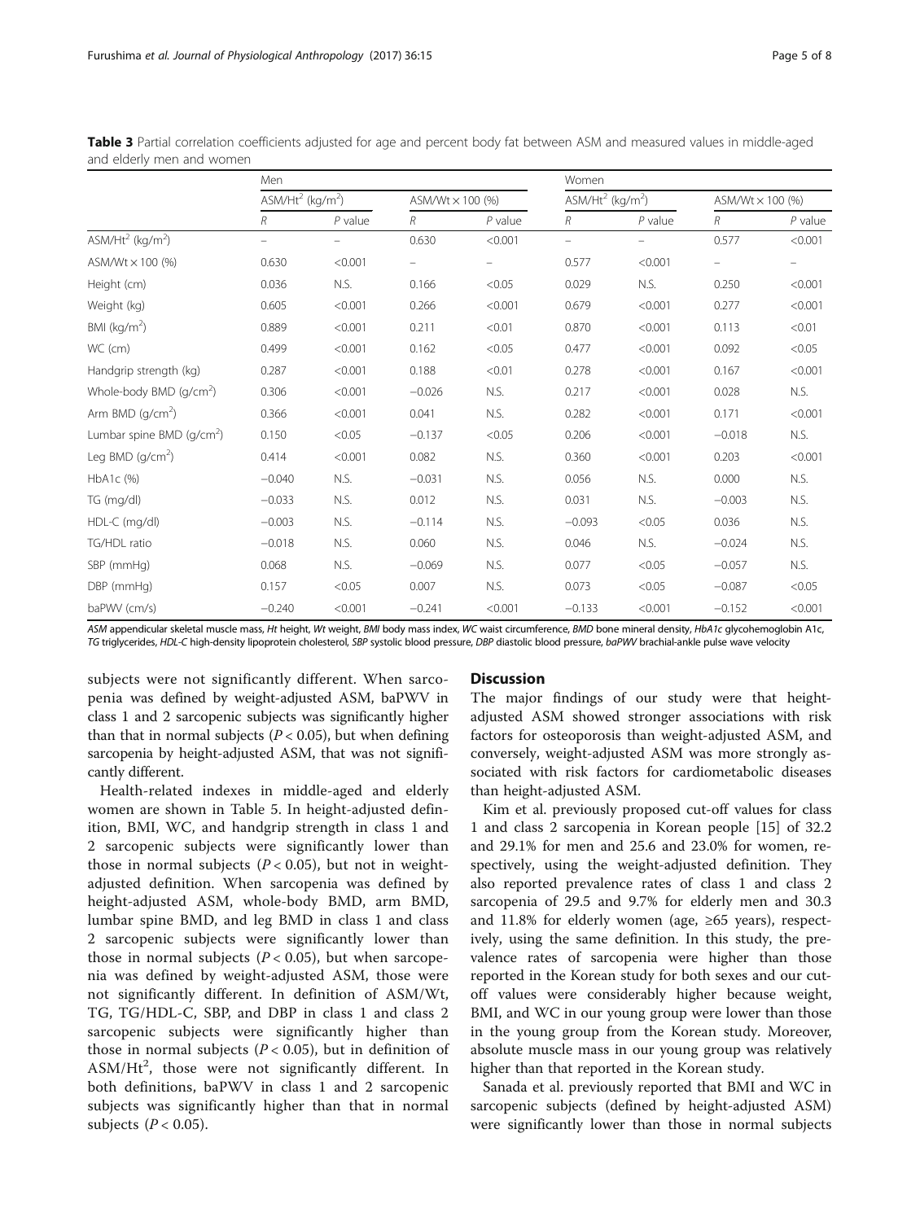**Table 3** Partial correlation coefficients adjusted for age and percent body fat between ASM and measured values in middle-aged and elderly men and women

| | Men | | | | Women | | | |
|---|---|---|---|---|---|---|---|---|
| | ASM/Ht$^2$ (kg/m$^2$) | | ASM/Wt × 100 (%) | | ASM/Ht$^2$ (kg/m$^2$) | | ASM/Wt × 100 (%) | |
| | *R* | *P* value | *R* | *P* value | *R* | *P* value | *R* | *P* value |
| ASM/Ht$^2$ (kg/m$^2$) | – | – | 0.630 | <0.001 | – | – | 0.577 | <0.001 |
| ASM/Wt × 100 (%) | 0.630 | <0.001 | – | – | 0.577 | <0.001 | – | – |
| Height (cm) | 0.036 | N.S. | 0.166 | <0.05 | 0.029 | N.S. | 0.250 | <0.001 |
| Weight (kg) | 0.605 | <0.001 | 0.266 | <0.001 | 0.679 | <0.001 | 0.277 | <0.001 |
| BMI (kg/m$^2$) | 0.889 | <0.001 | 0.211 | <0.01 | 0.870 | <0.001 | 0.113 | <0.01 |
| WC (cm) | 0.499 | <0.001 | 0.162 | <0.05 | 0.477 | <0.001 | 0.092 | <0.05 |
| Handgrip strength (kg) | 0.287 | <0.001 | 0.188 | <0.01 | 0.278 | <0.001 | 0.167 | <0.001 |
| Whole-body BMD (g/cm$^2$) | 0.306 | <0.001 | −0.026 | N.S. | 0.217 | <0.001 | 0.028 | N.S. |
| Arm BMD (g/cm$^2$) | 0.366 | <0.001 | 0.041 | N.S. | 0.282 | <0.001 | 0.171 | <0.001 |
| Lumbar spine BMD (g/cm$^2$) | 0.150 | <0.05 | −0.137 | <0.05 | 0.206 | <0.001 | −0.018 | N.S. |
| Leg BMD (g/cm$^2$) | 0.414 | <0.001 | 0.082 | N.S. | 0.360 | <0.001 | 0.203 | <0.001 |
| HbA1c (%) | −0.040 | N.S. | −0.031 | N.S. | 0.056 | N.S. | 0.000 | N.S. |
| TG (mg/dl) | −0.033 | N.S. | 0.012 | N.S. | 0.031 | N.S. | −0.003 | N.S. |
| HDL-C (mg/dl) | −0.003 | N.S. | −0.114 | N.S. | −0.093 | <0.05 | 0.036 | N.S. |
| TG/HDL ratio | −0.018 | N.S. | 0.060 | N.S. | 0.046 | N.S. | −0.024 | N.S. |
| SBP (mmHg) | 0.068 | N.S. | −0.069 | N.S. | 0.077 | <0.05 | −0.057 | N.S. |
| DBP (mmHg) | 0.157 | <0.05 | 0.007 | N.S. | 0.073 | <0.05 | −0.087 | <0.05 |
| baPWV (cm/s) | −0.240 | <0.001 | −0.241 | <0.001 | −0.133 | <0.001 | −0.152 | <0.001 |

*ASM* appendicular skeletal muscle mass, *Ht* height, *Wt* weight, *BMI* body mass index, *WC* waist circumference, *BMD* bone mineral density, *HbA1c* glycohemoglobin A1c, *TG* triglycerides, *HDL-C* high-density lipoprotein cholesterol, *SBP* systolic blood pressure, *DBP* diastolic blood pressure, *baPWV* brachial-ankle pulse wave velocity

subjects were not significantly different. When sarcopenia was defined by weight-adjusted ASM, baPWV in class 1 and 2 sarcopenic subjects was significantly higher than that in normal subjects ($P < 0.05$), but when defining sarcopenia by height-adjusted ASM, that was not significantly different.

Health-related indexes in middle-aged and elderly women are shown in Table 5. In height-adjusted definition, BMI, WC, and handgrip strength in class 1 and 2 sarcopenic subjects were significantly lower than those in normal subjects ($P < 0.05$), but not in weight-adjusted definition. When sarcopenia was defined by height-adjusted ASM, whole-body BMD, arm BMD, lumbar spine BMD, and leg BMD in class 1 and class 2 sarcopenic subjects were significantly lower than those in normal subjects ($P < 0.05$), but when sarcopenia was defined by weight-adjusted ASM, those were not significantly different. In definition of ASM/Wt, TG, TG/HDL-C, SBP, and DBP in class 1 and class 2 sarcopenic subjects were significantly higher than those in normal subjects ($P < 0.05$), but in definition of ASM/Ht$^2$, those were not significantly different. In both definitions, baPWV in class 1 and 2 sarcopenic subjects was significantly higher than that in normal subjects ($P < 0.05$).

## Discussion

The major findings of our study were that height-adjusted ASM showed stronger associations with risk factors for osteoporosis than weight-adjusted ASM, and conversely, weight-adjusted ASM was more strongly associated with risk factors for cardiometabolic diseases than height-adjusted ASM.

Kim et al. previously proposed cut-off values for class 1 and class 2 sarcopenia in Korean people [15] of 32.2 and 29.1% for men and 25.6 and 23.0% for women, respectively, using the weight-adjusted definition. They also reported prevalence rates of class 1 and class 2 sarcopenia of 29.5 and 9.7% for elderly men and 30.3 and 11.8% for elderly women (age, ≥65 years), respectively, using the same definition. In this study, the prevalence rates of sarcopenia were higher than those reported in the Korean study for both sexes and our cut-off values were considerably higher because weight, BMI, and WC in our young group were lower than those in the young group from the Korean study. Moreover, absolute muscle mass in our young group was relatively higher than that reported in the Korean study.

Sanada et al. previously reported that BMI and WC in sarcopenic subjects (defined by height-adjusted ASM) were significantly lower than those in normal subjects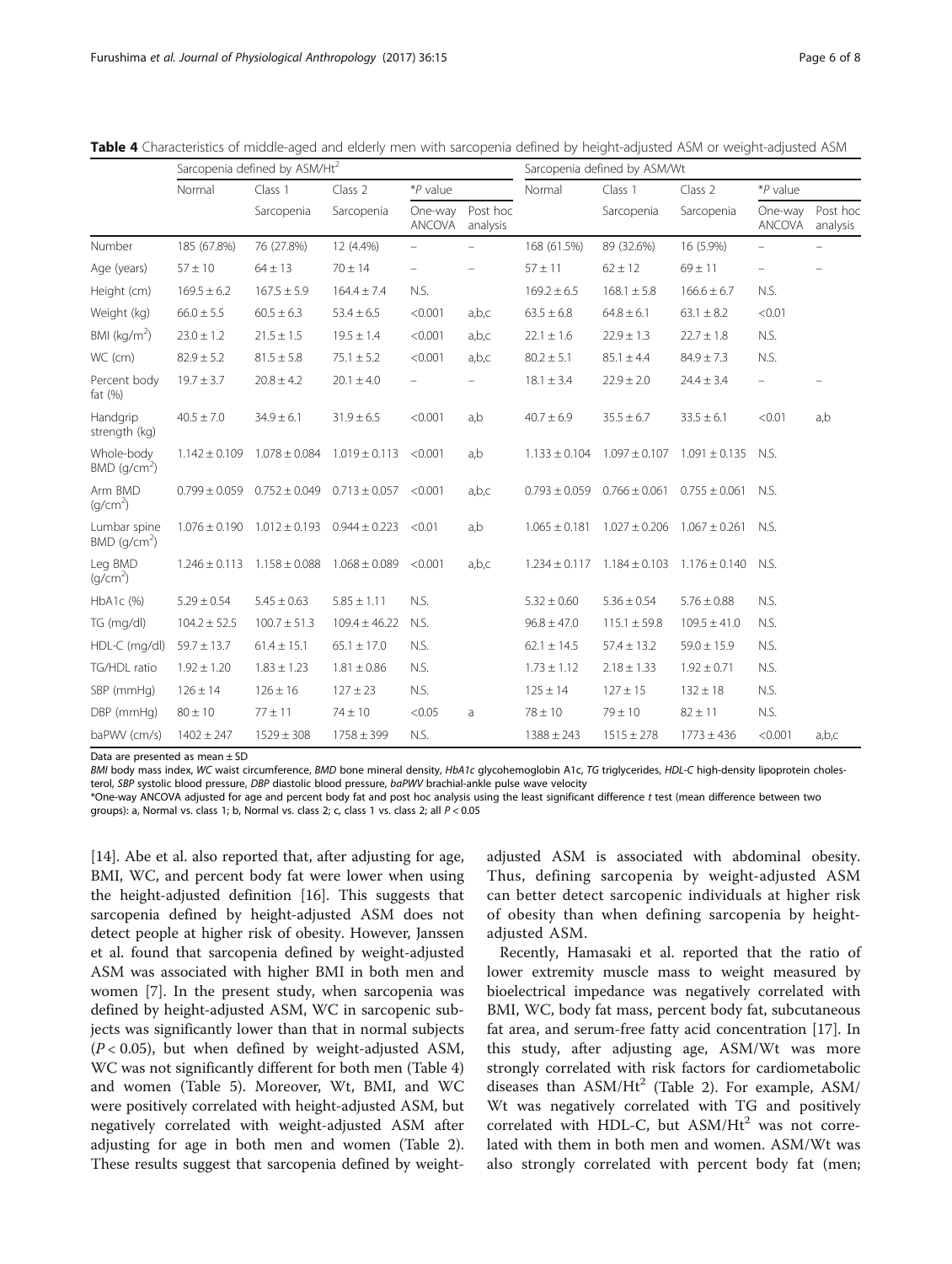**Table 4** Characteristics of middle-aged and elderly men with sarcopenia defined by height-adjusted ASM or weight-adjusted ASM

| | Sarcopenia defined by ASM/Ht$^2$ | | | | | Sarcopenia defined by ASM/Wt | | | | |
|---|---|---|---|---|---|---|---|---|---|---|
| | Normal | Class 1 Sarcopenia | Class 2 Sarcopenia | *P value One-way ANCOVA | *P value Post hoc analysis | Normal | Class 1 Sarcopenia | Class 2 Sarcopenia | *P value One-way ANCOVA | *P value Post hoc analysis |
| Number | 185 (67.8%) | 76 (27.8%) | 12 (4.4%) | – | – | 168 (61.5%) | 89 (32.6%) | 16 (5.9%) | – | – |
| Age (years) | 57 ± 10 | 64 ± 13 | 70 ± 14 | – | – | 57 ± 11 | 62 ± 12 | 69 ± 11 | – | – |
| Height (cm) | 169.5 ± 6.2 | 167.5 ± 5.9 | 164.4 ± 7.4 | N.S. | | 169.2 ± 6.5 | 168.1 ± 5.8 | 166.6 ± 6.7 | N.S. | |
| Weight (kg) | 66.0 ± 5.5 | 60.5 ± 6.3 | 53.4 ± 6.5 | <0.001 | a,b,c | 63.5 ± 6.8 | 64.8 ± 6.1 | 63.1 ± 8.2 | <0.01 | |
| BMI (kg/m$^2$) | 23.0 ± 1.2 | 21.5 ± 1.5 | 19.5 ± 1.4 | <0.001 | a,b,c | 22.1 ± 1.6 | 22.9 ± 1.3 | 22.7 ± 1.8 | N.S. | |
| WC (cm) | 82.9 ± 5.2 | 81.5 ± 5.8 | 75.1 ± 5.2 | <0.001 | a,b,c | 80.2 ± 5.1 | 85.1 ± 4.4 | 84.9 ± 7.3 | N.S. | |
| Percent body fat (%) | 19.7 ± 3.7 | 20.8 ± 4.2 | 20.1 ± 4.0 | – | – | 18.1 ± 3.4 | 22.9 ± 2.0 | 24.4 ± 3.4 | – | – |
| Handgrip strength (kg) | 40.5 ± 7.0 | 34.9 ± 6.1 | 31.9 ± 6.5 | <0.001 | a,b | 40.7 ± 6.9 | 35.5 ± 6.7 | 33.5 ± 6.1 | <0.01 | a,b |
| Whole-body BMD (g/cm$^2$) | 1.142 ± 0.109 | 1.078 ± 0.084 | 1.019 ± 0.113 | <0.001 | a,b | 1.133 ± 0.104 | 1.097 ± 0.107 | 1.091 ± 0.135 | N.S. | |
| Arm BMD (g/cm$^2$) | 0.799 ± 0.059 | 0.752 ± 0.049 | 0.713 ± 0.057 | <0.001 | a,b,c | 0.793 ± 0.059 | 0.766 ± 0.061 | 0.755 ± 0.061 | N.S. | |
| Lumbar spine BMD (g/cm$^2$) | 1.076 ± 0.190 | 1.012 ± 0.193 | 0.944 ± 0.223 | <0.01 | a,b | 1.065 ± 0.181 | 1.027 ± 0.206 | 1.067 ± 0.261 | N.S. | |
| Leg BMD (g/cm$^2$) | 1.246 ± 0.113 | 1.158 ± 0.088 | 1.068 ± 0.089 | <0.001 | a,b,c | 1.234 ± 0.117 | 1.184 ± 0.103 | 1.176 ± 0.140 | N.S. | |
| HbA1c (%) | 5.29 ± 0.54 | 5.45 ± 0.63 | 5.85 ± 1.11 | N.S. | | 5.32 ± 0.60 | 5.36 ± 0.54 | 5.76 ± 0.88 | N.S. | |
| TG (mg/dl) | 104.2 ± 52.5 | 100.7 ± 51.3 | 109.4 ± 46.22 | N.S. | | 96.8 ± 47.0 | 115.1 ± 59.8 | 109.5 ± 41.0 | N.S. | |
| HDL-C (mg/dl) | 59.7 ± 13.7 | 61.4 ± 15.1 | 65.1 ± 17.0 | N.S. | | 62.1 ± 14.5 | 57.4 ± 13.2 | 59.0 ± 15.9 | N.S. | |
| TG/HDL ratio | 1.92 ± 1.20 | 1.83 ± 1.23 | 1.81 ± 0.86 | N.S. | | 1.73 ± 1.12 | 2.18 ± 1.33 | 1.92 ± 0.71 | N.S. | |
| SBP (mmHg) | 126 ± 14 | 126 ± 16 | 127 ± 23 | N.S. | | 125 ± 14 | 127 ± 15 | 132 ± 18 | N.S. | |
| DBP (mmHg) | 80 ± 10 | 77 ± 11 | 74 ± 10 | <0.05 | a | 78 ± 10 | 79 ± 10 | 82 ± 11 | N.S. | |
| baPWV (cm/s) | 1402 ± 247 | 1529 ± 308 | 1758 ± 399 | N.S. | | 1388 ± 243 | 1515 ± 278 | 1773 ± 436 | <0.001 | a,b,c |

Data are presented as mean ± SD

*BMI* body mass index, *WC* waist circumference, *BMD* bone mineral density, *HbA1c* glycohemoglobin A1c, *TG* triglycerides, *HDL-C* high-density lipoprotein cholesterol, *SBP* systolic blood pressure, *DBP* diastolic blood pressure, *baPWV* brachial-ankle pulse wave velocity

*One-way ANCOVA adjusted for age and percent body fat and post hoc analysis using the least significant difference *t* test (mean difference between two groups): a, Normal vs. class 1; b, Normal vs. class 2; c, class 1 vs. class 2; all $P < 0.05$

[14]. Abe et al. also reported that, after adjusting for age, BMI, WC, and percent body fat were lower when using the height-adjusted definition [16]. This suggests that sarcopenia defined by height-adjusted ASM does not detect people at higher risk of obesity. However, Janssen et al. found that sarcopenia defined by weight-adjusted ASM was associated with higher BMI in both men and women [7]. In the present study, when sarcopenia was defined by height-adjusted ASM, WC in sarcopenic subjects was significantly lower than that in normal subjects ($P < 0.05$), but when defined by weight-adjusted ASM, WC was not significantly different for both men (Table 4) and women (Table 5). Moreover, Wt, BMI, and WC were positively correlated with height-adjusted ASM, but negatively correlated with weight-adjusted ASM after adjusting for age in both men and women (Table 2). These results suggest that sarcopenia defined by weight-adjusted ASM is associated with abdominal obesity. Thus, defining sarcopenia by weight-adjusted ASM can better detect sarcopenic individuals at higher risk of obesity than when defining sarcopenia by height-adjusted ASM.

Recently, Hamasaki et al. reported that the ratio of lower extremity muscle mass to weight measured by bioelectrical impedance was negatively correlated with BMI, WC, body fat mass, percent body fat, subcutaneous fat area, and serum-free fatty acid concentration [17]. In this study, after adjusting age, ASM/Wt was more strongly correlated with risk factors for cardiometabolic diseases than ASM/Ht$^2$ (Table 2). For example, ASM/Wt was negatively correlated with TG and positively correlated with HDL-C, but ASM/Ht$^2$ was not correlated with them in both men and women. ASM/Wt was also strongly correlated with percent body fat (men;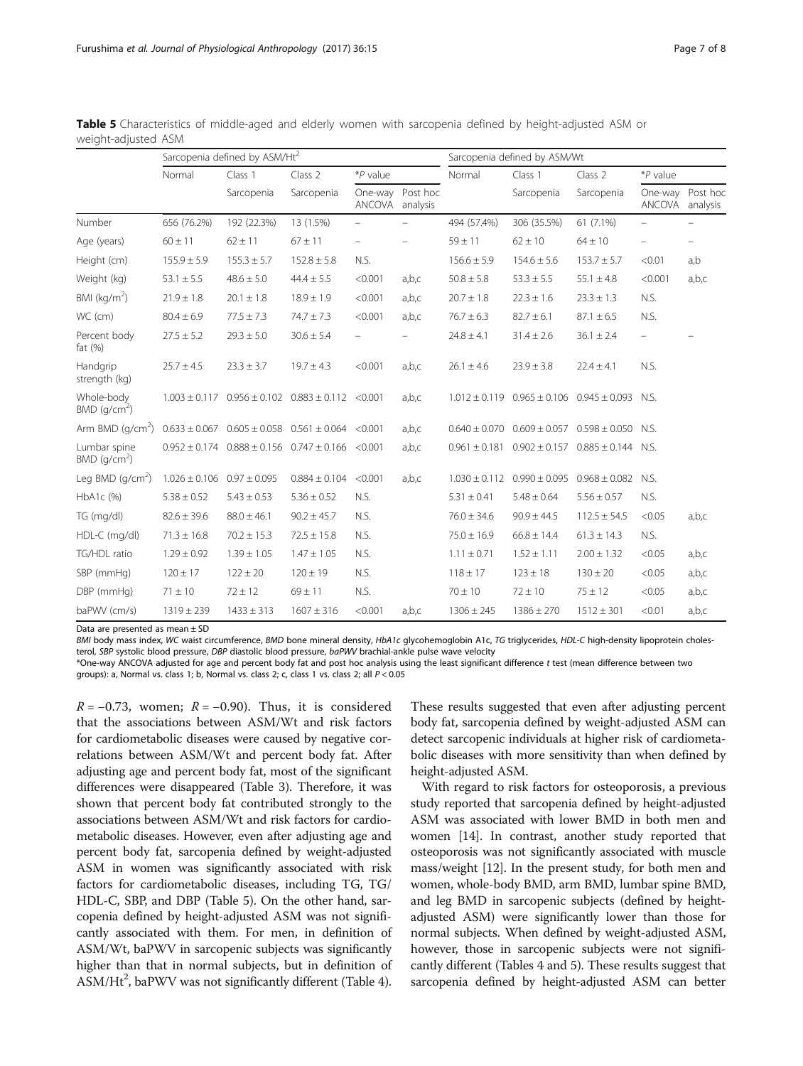**Table 5** Characteristics of middle-aged and elderly women with sarcopenia defined by height-adjusted ASM or weight-adjusted ASM

| | Sarcopenia defined by ASM/Ht$^2$ | | | | | Sarcopenia defined by ASM/Wt | | | | |
|---|---|---|---|---|---|---|---|---|---|---|
| | Normal | Class 1 Sarcopenia | Class 2 Sarcopenia | *P value One-way ANCOVA | *P value Post hoc analysis | Normal | Class 1 Sarcopenia | Class 2 Sarcopenia | *P value One-way ANCOVA | *P value Post hoc analysis |
| Number | 656 (76.2%) | 192 (22.3%) | 13 (1.5%) | – | – | 494 (57.4%) | 306 (35.5%) | 61 (7.1%) | – | – |
| Age (years) | 60 ± 11 | 62 ± 11 | 67 ± 11 | – | – | 59 ± 11 | 62 ± 10 | 64 ± 10 | – | – |
| Height (cm) | 155.9 ± 5.9 | 155.3 ± 5.7 | 152.8 ± 5.8 | N.S. | | 156.6 ± 5.9 | 154.6 ± 5.6 | 153.7 ± 5.7 | <0.01 | a,b |
| Weight (kg) | 53.1 ± 5.5 | 48.6 ± 5.0 | 44.4 ± 5.5 | <0.001 | a,b,c | 50.8 ± 5.8 | 53.3 ± 5.5 | 55.1 ± 4.8 | <0.001 | a,b,c |
| BMI (kg/m$^2$) | 21.9 ± 1.8 | 20.1 ± 1.8 | 18.9 ± 1.9 | <0.001 | a,b,c | 20.7 ± 1.8 | 22.3 ± 1.6 | 23.3 ± 1.3 | N.S. | |
| WC (cm) | 80.4 ± 6.9 | 77.5 ± 7.3 | 74.7 ± 7.3 | <0.001 | a,b,c | 76.7 ± 6.3 | 82.7 ± 6.1 | 87.1 ± 6.5 | N.S. | |
| Percent body fat (%) | 27.5 ± 5.2 | 29.3 ± 5.0 | 30.6 ± 5.4 | – | – | 24.8 ± 4.1 | 31.4 ± 2.6 | 36.1 ± 2.4 | – | – |
| Handgrip strength (kg) | 25.7 ± 4.5 | 23.3 ± 3.7 | 19.7 ± 4.3 | <0.001 | a,b,c | 26.1 ± 4.6 | 23.9 ± 3.8 | 22.4 ± 4.1 | N.S. | |
| Whole-body BMD (g/cm$^2$) | 1.003 ± 0.117 | 0.956 ± 0.102 | 0.883 ± 0.112 | <0.001 | a,b,c | 1.012 ± 0.119 | 0.965 ± 0.106 | 0.945 ± 0.093 | N.S. | |
| Arm BMD (g/cm$^2$) | 0.633 ± 0.067 | 0.605 ± 0.058 | 0.561 ± 0.064 | <0.001 | a,b,c | 0.640 ± 0.070 | 0.609 ± 0.057 | 0.598 ± 0.050 | N.S. | |
| Lumbar spine BMD (g/cm$^2$) | 0.952 ± 0.174 | 0.888 ± 0.156 | 0.747 ± 0.166 | <0.001 | a,b,c | 0.961 ± 0.181 | 0.902 ± 0.157 | 0.885 ± 0.144 | N.S. | |
| Leg BMD (g/cm$^2$) | 1.026 ± 0.106 | 0.97 ± 0.095 | 0.884 ± 0.104 | <0.001 | a,b,c | 1.030 ± 0.112 | 0.990 ± 0.095 | 0.968 ± 0.082 | N.S. | |
| HbA1c (%) | 5.38 ± 0.52 | 5.43 ± 0.53 | 5.36 ± 0.52 | N.S. | | 5.31 ± 0.41 | 5.48 ± 0.64 | 5.56 ± 0.57 | N.S. | |
| TG (mg/dl) | 82.6 ± 39.6 | 88.0 ± 46.1 | 90.2 ± 45.7 | N.S. | | 76.0 ± 34.6 | 90.9 ± 44.5 | 112.5 ± 54.5 | <0.05 | a,b,c |
| HDL-C (mg/dl) | 71.3 ± 16.8 | 70.2 ± 15.3 | 72.5 ± 15.8 | N.S. | | 75.0 ± 16.9 | 66.8 ± 14.4 | 61.3 ± 14.3 | N.S. | |
| TG/HDL ratio | 1.29 ± 0.92 | 1.39 ± 1.05 | 1.47 ± 1.05 | N.S. | | 1.11 ± 0.71 | 1.52 ± 1.11 | 2.00 ± 1.32 | <0.05 | a,b,c |
| SBP (mmHg) | 120 ± 17 | 122 ± 20 | 120 ± 19 | N.S. | | 118 ± 17 | 123 ± 18 | 130 ± 20 | <0.05 | a,b,c |
| DBP (mmHg) | 71 ± 10 | 72 ± 12 | 69 ± 11 | N.S. | | 70 ± 10 | 72 ± 10 | 75 ± 12 | <0.05 | a,b,c |
| baPWV (cm/s) | 1319 ± 239 | 1433 ± 313 | 1607 ± 316 | <0.001 | a,b,c | 1306 ± 245 | 1386 ± 270 | 1512 ± 301 | <0.01 | a,b,c |

Data are presented as mean ± SD

*BMI* body mass index, *WC* waist circumference, *BMD* bone mineral density, *HbA1c* glycohemoglobin A1c, *TG* triglycerides, *HDL-C* high-density lipoprotein cholesterol, *SBP* systolic blood pressure, *DBP* diastolic blood pressure, *baPWV* brachial-ankle pulse wave velocity

*One-way ANCOVA adjusted for age and percent body fat and post hoc analysis using the least significant difference *t* test (mean difference between two groups): a, Normal vs. class 1; b, Normal vs. class 2; c, class 1 vs. class 2; all $P < 0.05$

$R = -0.73$, women; $R = -0.90$). Thus, it is considered that the associations between ASM/Wt and risk factors for cardiometabolic diseases were caused by negative correlations between ASM/Wt and percent body fat. After adjusting age and percent body fat, most of the significant differences were disappeared (Table 3). Therefore, it was shown that percent body fat contributed strongly to the associations between ASM/Wt and risk factors for cardiometabolic diseases. However, even after adjusting age and percent body fat, sarcopenia defined by weight-adjusted ASM in women was significantly associated with risk factors for cardiometabolic diseases, including TG, TG/HDL-C, SBP, and DBP (Table 5). On the other hand, sarcopenia defined by height-adjusted ASM was not significantly associated with them. For men, in definition of ASM/Wt, baPWV in sarcopenic subjects was significantly higher than that in normal subjects, but in definition of ASM/Ht$^2$, baPWV was not significantly different (Table 4).

These results suggested that even after adjusting percent body fat, sarcopenia defined by weight-adjusted ASM can detect sarcopenic individuals at higher risk of cardiometabolic diseases with more sensitivity than when defined by height-adjusted ASM.

With regard to risk factors for osteoporosis, a previous study reported that sarcopenia defined by height-adjusted ASM was associated with lower BMD in both men and women [14]. In contrast, another study reported that osteoporosis was not significantly associated with muscle mass/weight [12]. In the present study, for both men and women, whole-body BMD, arm BMD, lumbar spine BMD, and leg BMD in sarcopenic subjects (defined by height-adjusted ASM) were significantly lower than those for normal subjects. When defined by weight-adjusted ASM, however, those in sarcopenic subjects were not significantly different (Tables 4 and 5). These results suggest that sarcopenia defined by height-adjusted ASM can better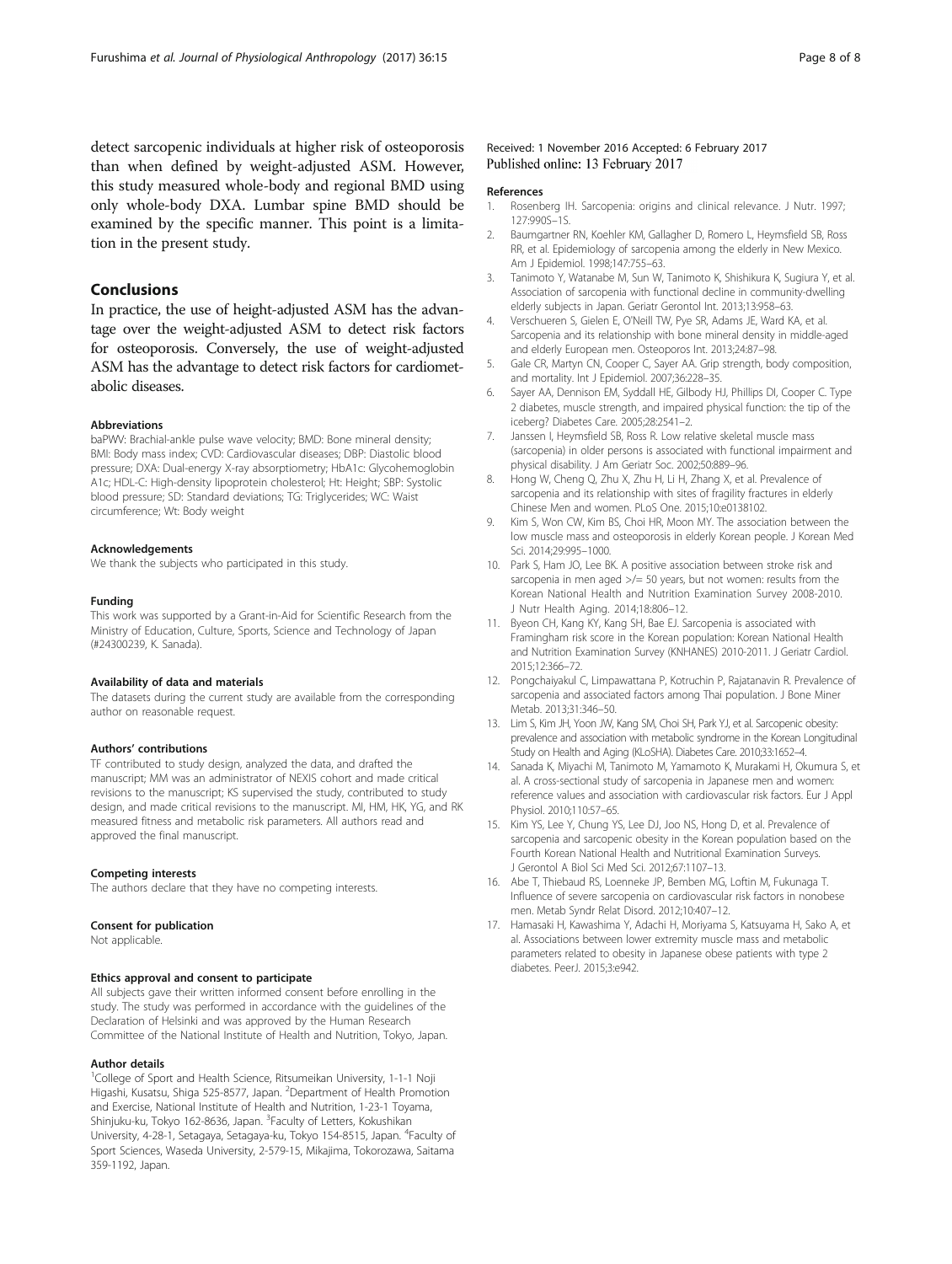detect sarcopenic individuals at higher risk of osteoporosis than when defined by weight-adjusted ASM. However, this study measured whole-body and regional BMD using only whole-body DXA. Lumbar spine BMD should be examined by the specific manner. This point is a limitation in the present study.

## Conclusions

In practice, the use of height-adjusted ASM has the advantage over the weight-adjusted ASM to detect risk factors for osteoporosis. Conversely, the use of weight-adjusted ASM has the advantage to detect risk factors for cardiometabolic diseases.

#### Abbreviations

baPWV: Brachial-ankle pulse wave velocity; BMD: Bone mineral density; BMI: Body mass index; CVD: Cardiovascular diseases; DBP: Diastolic blood pressure; DXA: Dual-energy X-ray absorptiometry; HbA1c: Glycohemoglobin A1c; HDL-C: High-density lipoprotein cholesterol; Ht: Height; SBP: Systolic blood pressure; SD: Standard deviations; TG: Triglycerides; WC: Waist circumference; Wt: Body weight

#### Acknowledgements

We thank the subjects who participated in this study.

#### Funding

This work was supported by a Grant-in-Aid for Scientific Research from the Ministry of Education, Culture, Sports, Science and Technology of Japan (#24300239, K. Sanada).

#### Availability of data and materials

The datasets during the current study are available from the corresponding author on reasonable request.

#### Authors' contributions

TF contributed to study design, analyzed the data, and drafted the manuscript; MM was an administrator of NEXIS cohort and made critical revisions to the manuscript; KS supervised the study, contributed to study design, and made critical revisions to the manuscript. MI, HM, HK, YG, and RK measured fitness and metabolic risk parameters. All authors read and approved the final manuscript.

#### Competing interests

The authors declare that they have no competing interests.

#### Consent for publication

Not applicable.

#### Ethics approval and consent to participate

All subjects gave their written informed consent before enrolling in the study. The study was performed in accordance with the guidelines of the Declaration of Helsinki and was approved by the Human Research Committee of the National Institute of Health and Nutrition, Tokyo, Japan.

#### Author details

[1]College of Sport and Health Science, Ritsumeikan University, 1-1-1 Noji Higashi, Kusatsu, Shiga 525-8577, Japan. [2]Department of Health Promotion and Exercise, National Institute of Health and Nutrition, 1-23-1 Toyama, Shinjuku-ku, Tokyo 162-8636, Japan. [3]Faculty of Letters, Kokushikan University, 4-28-1, Setagaya, Setagaya-ku, Tokyo 154-8515, Japan. [4]Faculty of Sport Sciences, Waseda University, 2-579-15, Mikajima, Tokorozawa, Saitama 359-1192, Japan.

Received: 1 November 2016 Accepted: 6 February 2017
Published online: 13 February 2017

#### References

1. Rosenberg IH. Sarcopenia: origins and clinical relevance. J Nutr. 1997; 127:990S–1S.
2. Baumgartner RN, Koehler KM, Gallagher D, Romero L, Heymsfield SB, Ross RR, et al. Epidemiology of sarcopenia among the elderly in New Mexico. Am J Epidemiol. 1998;147:755–63.
3. Tanimoto Y, Watanabe M, Sun W, Tanimoto K, Shishikura K, Sugiura Y, et al. Association of sarcopenia with functional decline in community-dwelling elderly subjects in Japan. Geriatr Gerontol Int. 2013;13:958–63.
4. Verschueren S, Gielen E, O'Neill TW, Pye SR, Adams JE, Ward KA, et al. Sarcopenia and its relationship with bone mineral density in middle-aged and elderly European men. Osteoporos Int. 2013;24:87–98.
5. Gale CR, Martyn CN, Cooper C, Sayer AA. Grip strength, body composition, and mortality. Int J Epidemiol. 2007;36:228–35.
6. Sayer AA, Dennison EM, Syddall HE, Gilbody HJ, Phillips DI, Cooper C. Type 2 diabetes, muscle strength, and impaired physical function: the tip of the iceberg? Diabetes Care. 2005;28:2541–2.
7. Janssen I, Heymsfield SB, Ross R. Low relative skeletal muscle mass (sarcopenia) in older persons is associated with functional impairment and physical disability. J Am Geriatr Soc. 2002;50:889–96.
8. Hong W, Cheng Q, Zhu X, Zhu H, Li H, Zhang X, et al. Prevalence of sarcopenia and its relationship with sites of fragility fractures in elderly Chinese Men and women. PLoS One. 2015;10:e0138102.
9. Kim S, Won CW, Kim BS, Choi HR, Moon MY. The association between the low muscle mass and osteoporosis in elderly Korean people. J Korean Med Sci. 2014;29:995–1000.
10. Park S, Ham JO, Lee BK. A positive association between stroke risk and sarcopenia in men aged >/= 50 years, but not women: results from the Korean National Health and Nutrition Examination Survey 2008-2010. J Nutr Health Aging. 2014;18:806–12.
11. Byeon CH, Kang KY, Kang SH, Bae EJ. Sarcopenia is associated with Framingham risk score in the Korean population: Korean National Health and Nutrition Examination Survey (KNHANES) 2010-2011. J Geriatr Cardiol. 2015;12:366–72.
12. Pongchaiyakul C, Limpawattana P, Kotruchin P, Rajatanavin R. Prevalence of sarcopenia and associated factors among Thai population. J Bone Miner Metab. 2013;31:346–50.
13. Lim S, Kim JH, Yoon JW, Kang SM, Choi SH, Park YJ, et al. Sarcopenic obesity: prevalence and association with metabolic syndrome in the Korean Longitudinal Study on Health and Aging (KLoSHA). Diabetes Care. 2010;33:1652–4.
14. Sanada K, Miyachi M, Tanimoto M, Yamamoto K, Murakami H, Okumura S, et al. A cross-sectional study of sarcopenia in Japanese men and women: reference values and association with cardiovascular risk factors. Eur J Appl Physiol. 2010;110:57–65.
15. Kim YS, Lee Y, Chung YS, Lee DJ, Joo NS, Hong D, et al. Prevalence of sarcopenia and sarcopenic obesity in the Korean population based on the Fourth Korean National Health and Nutritional Examination Surveys. J Gerontol A Biol Sci Med Sci. 2012;67:1107–13.
16. Abe T, Thiebaud RS, Loenneke JP, Bemben MG, Loftin M, Fukunaga T. Influence of severe sarcopenia on cardiovascular risk factors in nonobese men. Metab Syndr Relat Disord. 2012;10:407–12.
17. Hamasaki H, Kawashima Y, Adachi H, Moriyama S, Katsuyama H, Sako A, et al. Associations between lower extremity muscle mass and metabolic parameters related to obesity in Japanese obese patients with type 2 diabetes. PeerJ. 2015;3:e942.